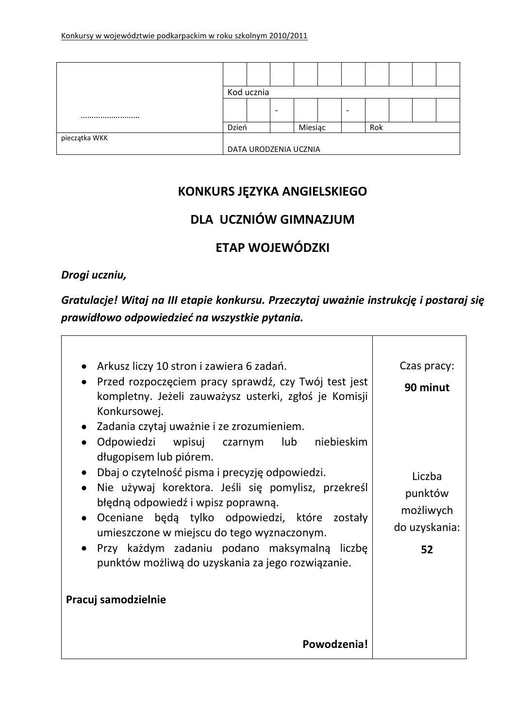| | | | | | | | | | | |
|---|---|---|---|---|---|---|---|---|---|---|
| | | | | | | | | | | |
| | Kod ucznia | | | | | | | | | |
| …………………… | | | - | | | - | | | | |
| | Dzień | | | Miesiąc | | | Rok | | | |
| pieczątka WKK | DATA URODZENIA UCZNIA | | | | | | | | | |

# KONKURS JĘZYKA ANGIELSKIEGO

# DLA UCZNIÓW GIMNAZJUM

# ETAP WOJEWÓDZKI

***Drogi uczniu,***

***Gratulacje! Witaj na III etapie konkursu. Przeczytaj uważnie instrukcję i postaraj się prawidłowo odpowiedzieć na wszystkie pytania.***

| | |
|---|---|
| • Arkusz liczy 10 stron i zawiera 6 zadań.<br>• Przed rozpoczęciem pracy sprawdź, czy Twój test jest kompletny. Jeżeli zauważysz usterki, zgłoś je Komisji Konkursowej.<br>• Zadania czytaj uważnie i ze zrozumieniem.<br>• Odpowiedzi wpisuj czarnym lub niebieskim długopisem lub piórem.<br>• Dbaj o czytelność pisma i precyzję odpowiedzi.<br>• Nie używaj korektora. Jeśli się pomylisz, przekreśl błędną odpowiedź i wpisz poprawną.<br>• Oceniane będą tylko odpowiedzi, które zostały umieszczone w miejscu do tego wyznaczonym.<br>• Przy każdym zadaniu podano maksymalną liczbę punktów możliwą do uzyskania za jego rozwiązanie.<br><br>**Pracuj samodzielnie**<br><br>**Powodzenia!** | Czas pracy:<br>**90 minut**<br><br>Liczba punktów możliwych do uzyskania:<br>**52** |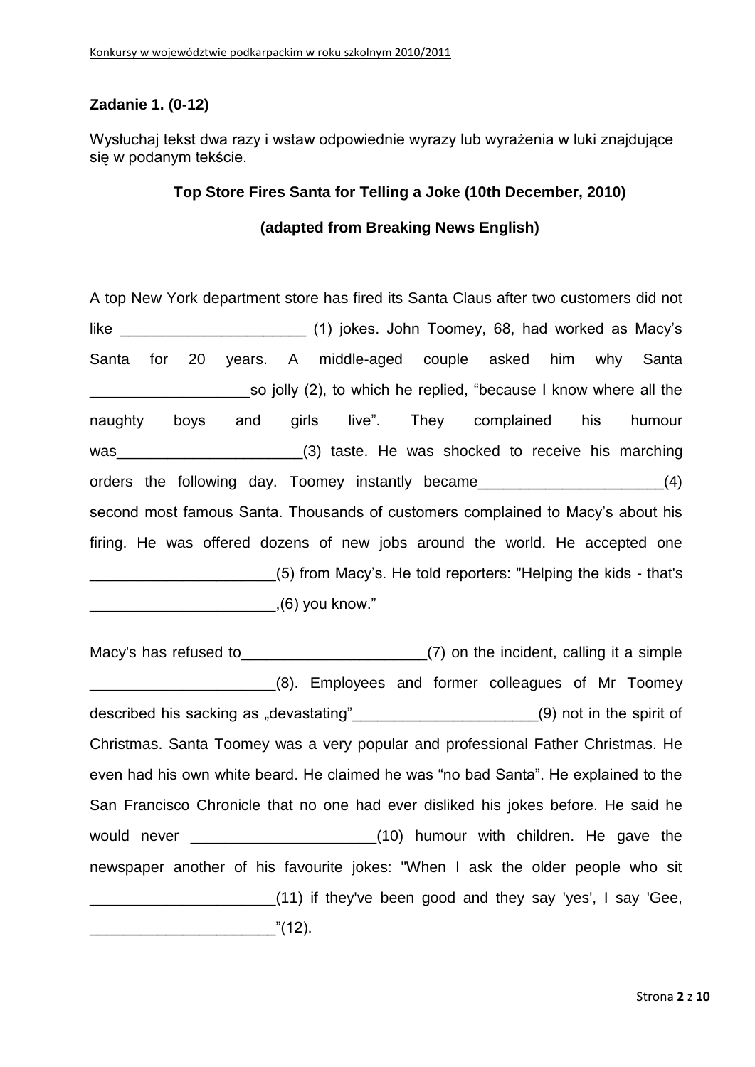**Zadanie 1. (0-12)**

Wysłuchaj tekst dwa razy i wstaw odpowiednie wyrazy lub wyrażenia w luki znajdujące się w podanym tekście.

**Top Store Fires Santa for Telling a Joke (10th December, 2010)**

**(adapted from Breaking News English)**

A top New York department store has fired its Santa Claus after two customers did not like ______________________ (1) jokes. John Toomey, 68, had worked as Macy's Santa for 20 years. A middle-aged couple asked him why Santa ___________________so jolly (2), to which he replied, "because I know where all the naughty boys and girls live". They complained his humour was______________________(3) taste. He was shocked to receive his marching orders the following day. Toomey instantly became______________________(4) second most famous Santa. Thousands of customers complained to Macy's about his firing. He was offered dozens of new jobs around the world. He accepted one ______________________(5) from Macy's. He told reporters: "Helping the kids - that's ______________________,(6) you know."

Macy's has refused to______________________(7) on the incident, calling it a simple ______________________(8). Employees and former colleagues of Mr Toomey described his sacking as „devastating"______________________(9) not in the spirit of Christmas. Santa Toomey was a very popular and professional Father Christmas. He even had his own white beard. He claimed he was "no bad Santa". He explained to the San Francisco Chronicle that no one had ever disliked his jokes before. He said he would never ______________________(10) humour with children. He gave the newspaper another of his favourite jokes: "When I ask the older people who sit ______________________(11) if they've been good and they say 'yes', I say 'Gee, ______________________"(12).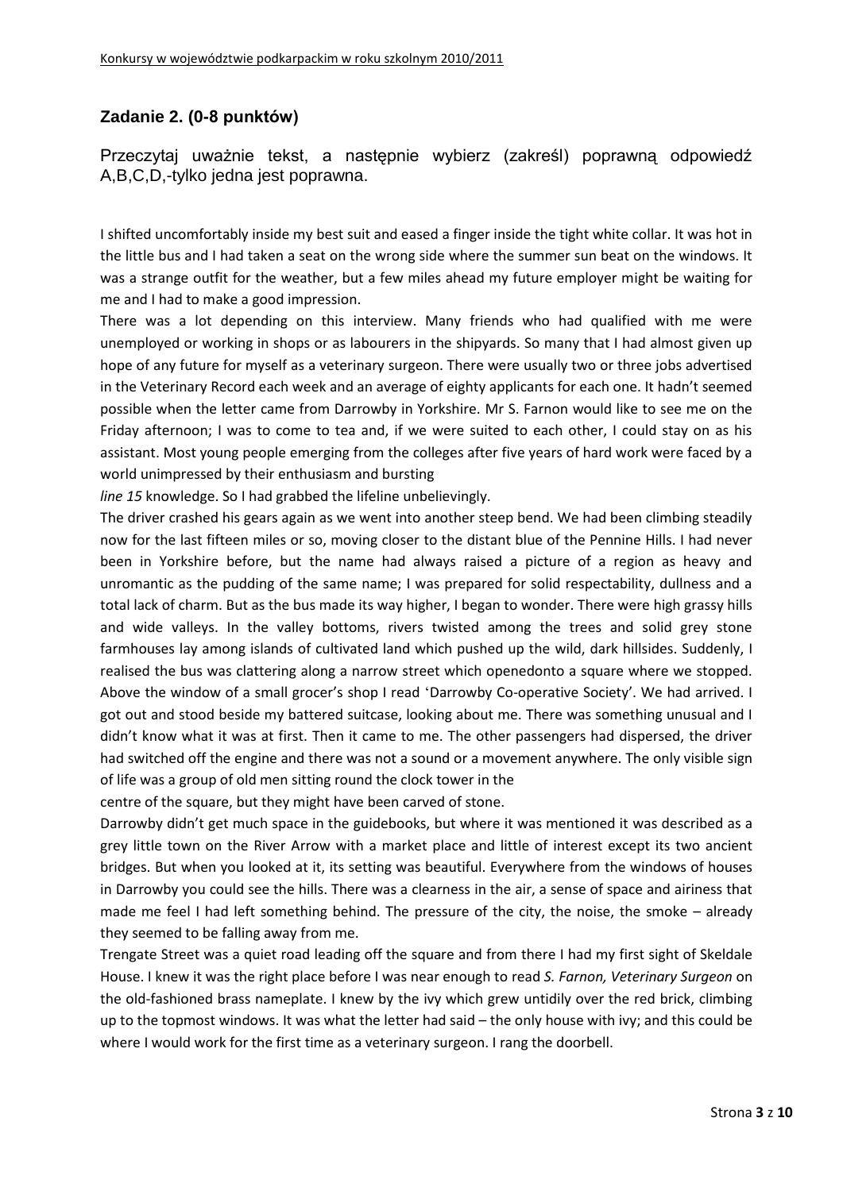## Zadanie 2. (0-8 punktów)

Przeczytaj uważnie tekst, a następnie wybierz (zakreśl) poprawną odpowiedź A,B,C,D,-tylko jedna jest poprawna.

I shifted uncomfortably inside my best suit and eased a finger inside the tight white collar. It was hot in the little bus and I had taken a seat on the wrong side where the summer sun beat on the windows. It was a strange outfit for the weather, but a few miles ahead my future employer might be waiting for me and I had to make a good impression.

There was a lot depending on this interview. Many friends who had qualified with me were unemployed or working in shops or as labourers in the shipyards. So many that I had almost given up hope of any future for myself as a veterinary surgeon. There were usually two or three jobs advertised in the Veterinary Record each week and an average of eighty applicants for each one. It hadn't seemed possible when the letter came from Darrowby in Yorkshire. Mr S. Farnon would like to see me on the Friday afternoon; I was to come to tea and, if we were suited to each other, I could stay on as his assistant. Most young people emerging from the colleges after five years of hard work were faced by a world unimpressed by their enthusiasm and bursting

*line 15* knowledge. So I had grabbed the lifeline unbelievingly.

The driver crashed his gears again as we went into another steep bend. We had been climbing steadily now for the last fifteen miles or so, moving closer to the distant blue of the Pennine Hills. I had never been in Yorkshire before, but the name had always raised a picture of a region as heavy and unromantic as the pudding of the same name; I was prepared for solid respectability, dullness and a total lack of charm. But as the bus made its way higher, I began to wonder. There were high grassy hills and wide valleys. In the valley bottoms, rivers twisted among the trees and solid grey stone farmhouses lay among islands of cultivated land which pushed up the wild, dark hillsides. Suddenly, I realised the bus was clattering along a narrow street which openedonto a square where we stopped. Above the window of a small grocer's shop I read 'Darrowby Co-operative Society'. We had arrived. I got out and stood beside my battered suitcase, looking about me. There was something unusual and I didn't know what it was at first. Then it came to me. The other passengers had dispersed, the driver had switched off the engine and there was not a sound or a movement anywhere. The only visible sign of life was a group of old men sitting round the clock tower in the centre of the square, but they might have been carved of stone.

Darrowby didn't get much space in the guidebooks, but where it was mentioned it was described as a grey little town on the River Arrow with a market place and little of interest except its two ancient bridges. But when you looked at it, its setting was beautiful. Everywhere from the windows of houses in Darrowby you could see the hills. There was a clearness in the air, a sense of space and airiness that made me feel I had left something behind. The pressure of the city, the noise, the smoke – already they seemed to be falling away from me.

Trengate Street was a quiet road leading off the square and from there I had my first sight of Skeldale House. I knew it was the right place before I was near enough to read *S. Farnon, Veterinary Surgeon* on the old-fashioned brass nameplate. I knew by the ivy which grew untidily over the red brick, climbing up to the topmost windows. It was what the letter had said – the only house with ivy; and this could be where I would work for the first time as a veterinary surgeon. I rang the doorbell.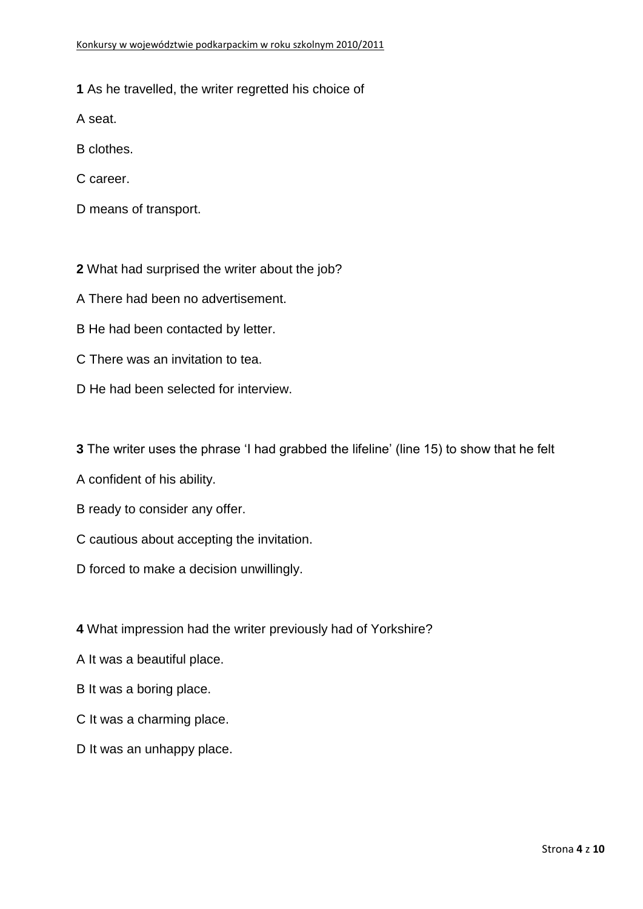**1** As he travelled, the writer regretted his choice of

A seat.

B clothes.

C career.

D means of transport.

**2** What had surprised the writer about the job?

A There had been no advertisement.

B He had been contacted by letter.

C There was an invitation to tea.

D He had been selected for interview.

**3** The writer uses the phrase 'I had grabbed the lifeline' (line 15) to show that he felt

A confident of his ability.

B ready to consider any offer.

C cautious about accepting the invitation.

D forced to make a decision unwillingly.

**4** What impression had the writer previously had of Yorkshire?

A It was a beautiful place.

B It was a boring place.

C It was a charming place.

D It was an unhappy place.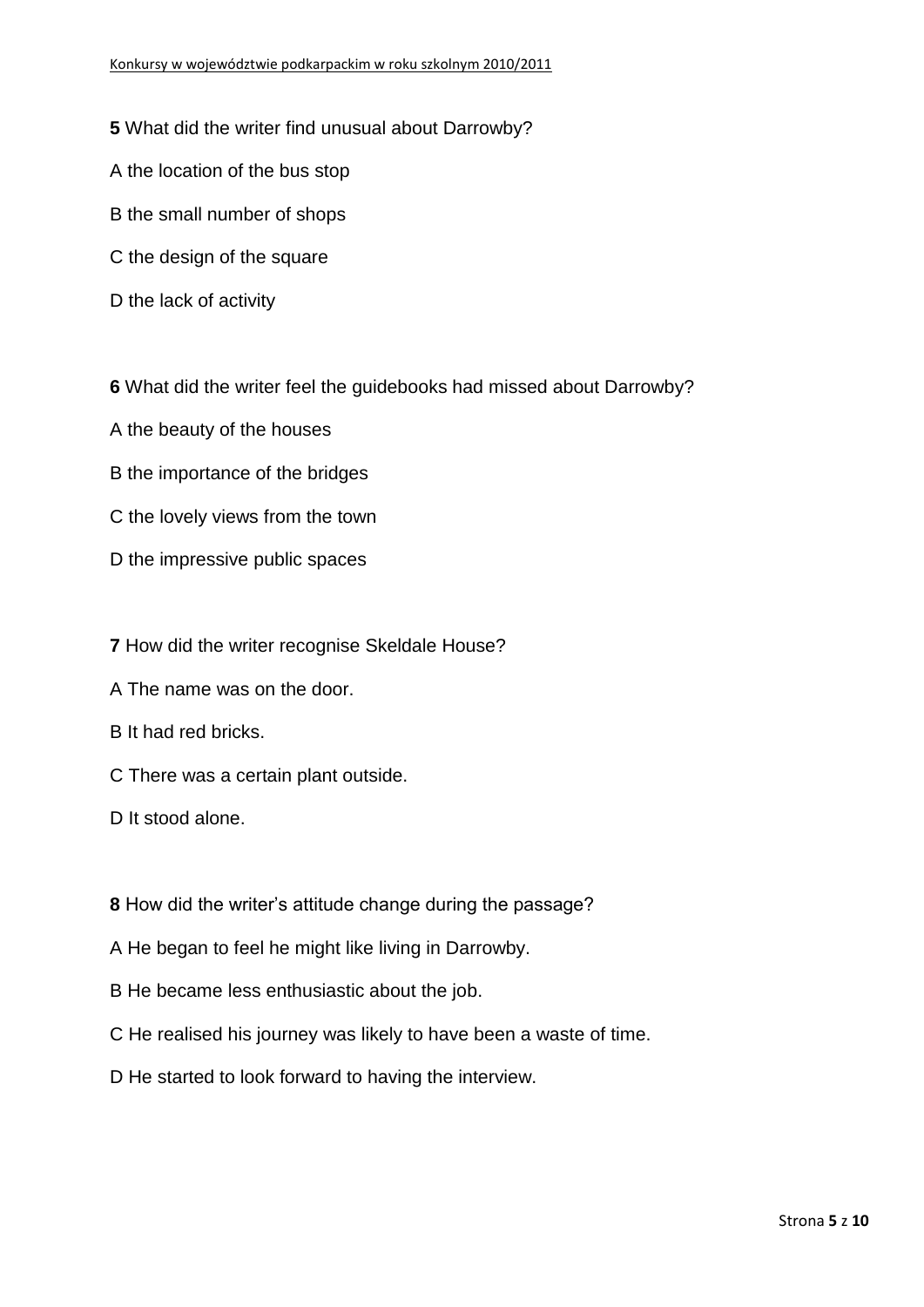**5** What did the writer find unusual about Darrowby?

A the location of the bus stop

B the small number of shops

C the design of the square

D the lack of activity

**6** What did the writer feel the guidebooks had missed about Darrowby?

A the beauty of the houses

B the importance of the bridges

C the lovely views from the town

D the impressive public spaces

**7** How did the writer recognise Skeldale House?

A The name was on the door.

B It had red bricks.

C There was a certain plant outside.

D It stood alone.

**8** How did the writer's attitude change during the passage?

A He began to feel he might like living in Darrowby.

B He became less enthusiastic about the job.

C He realised his journey was likely to have been a waste of time.

D He started to look forward to having the interview.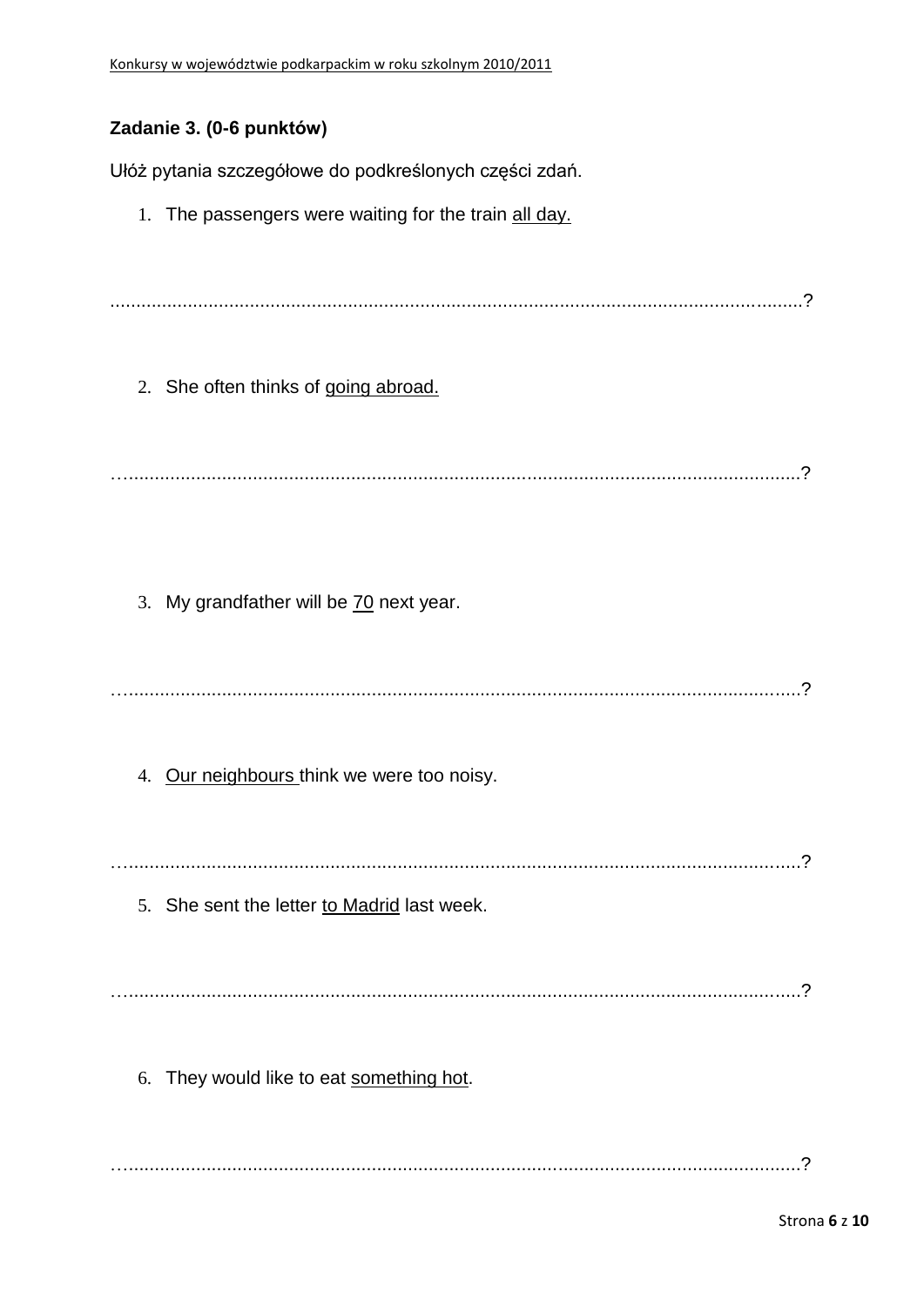**Zadanie 3. (0-6 punktów)**

Ułóż pytania szczegółowe do podkreślonych części zdań.

1. The passengers were waiting for the train <u>all day.</u>

......................................................................................................................................?

2. She often thinks of <u>going abroad.</u>

…..................................................................................................................................?

3. My grandfather will be <u>70</u> next year.

…..................................................................................................................................?

4. <u>Our neighbours</u> think we were too noisy.

…..................................................................................................................................?

5. She sent the letter <u>to Madrid</u> last week.

…..................................................................................................................................?

6. They would like to eat <u>something hot</u>.

…..................................................................................................................................?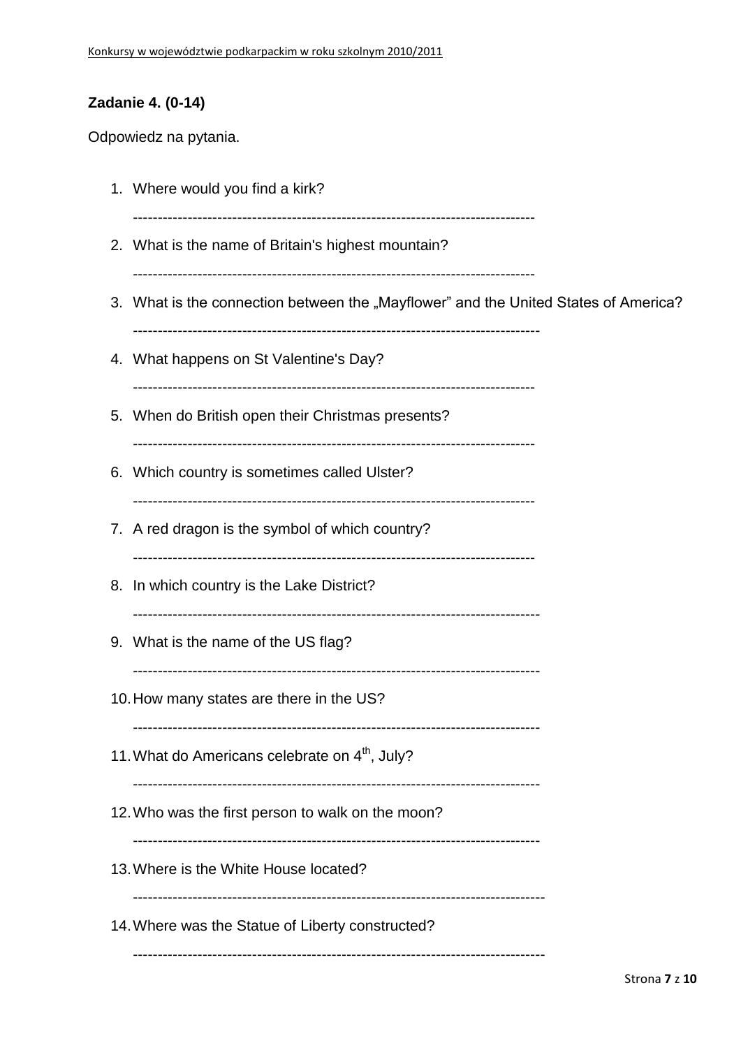**Zadanie 4. (0-14)**

Odpowiedz na pytania.

1. Where would you find a kirk?

   ---------------------------------------------------------------------------------

2. What is the name of Britain's highest mountain?

   ---------------------------------------------------------------------------------

3. What is the connection between the „Mayflower" and the United States of America?

   ---------------------------------------------------------------------------------

4. What happens on St Valentine's Day?

   ---------------------------------------------------------------------------------

5. When do British open their Christmas presents?

   ---------------------------------------------------------------------------------

6. Which country is sometimes called Ulster?

   ---------------------------------------------------------------------------------

7. A red dragon is the symbol of which country?

   ---------------------------------------------------------------------------------

8. In which country is the Lake District?

   ---------------------------------------------------------------------------------

9. What is the name of the US flag?

   ---------------------------------------------------------------------------------

10. How many states are there in the US?

    ---------------------------------------------------------------------------------

11. What do Americans celebrate on 4th, July?

    ---------------------------------------------------------------------------------

12. Who was the first person to walk on the moon?

    ---------------------------------------------------------------------------------

13. Where is the White House located?

    ---------------------------------------------------------------------------------

14. Where was the Statue of Liberty constructed?

    ---------------------------------------------------------------------------------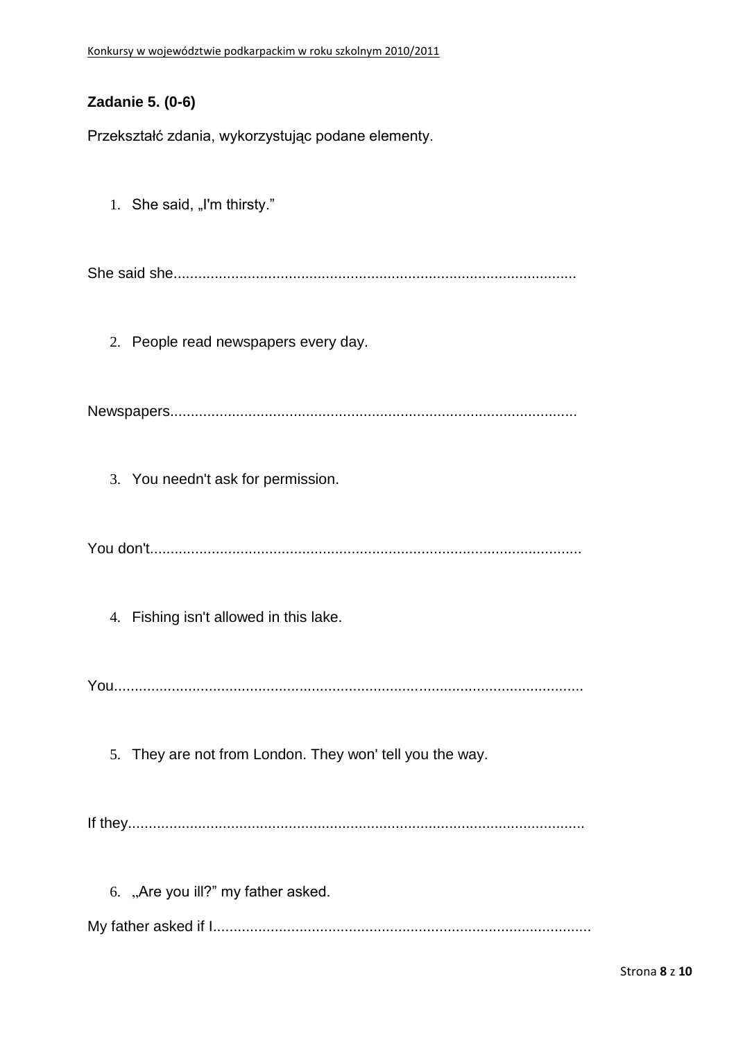**Zadanie 5. (0-6)**

Przekształć zdania, wykorzystując podane elementy.

1. She said, „I'm thirsty.”

She said she................................................................................................

2. People read newspapers every day.

Newspapers.................................................................................................

3. You needn't ask for permission.

You don't.......................................................................................................

4. Fishing isn't allowed in this lake.

You................................................................................................................

5. They are not from London. They won' tell you the way.

If they.............................................................................................................

6. „Are you ill?” my father asked.

My father asked if I..........................................................................................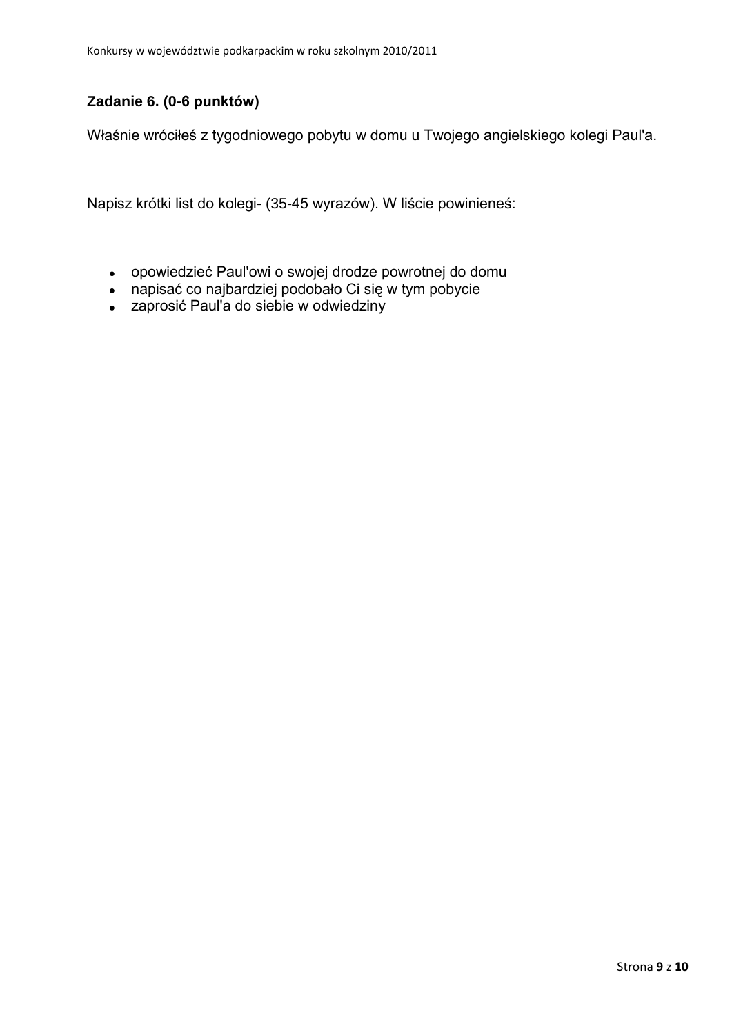**Zadanie 6. (0-6 punktów)**

Właśnie wróciłeś z tygodniowego pobytu w domu u Twojego angielskiego kolegi Paul'a.

Napisz krótki list do kolegi- (35-45 wyrazów). W liście powinieneś:

- opowiedzieć Paul'owi o swojej drodze powrotnej do domu
- napisać co najbardziej podobało Ci się w tym pobycie
- zaprosić Paul'a do siebie w odwiedziny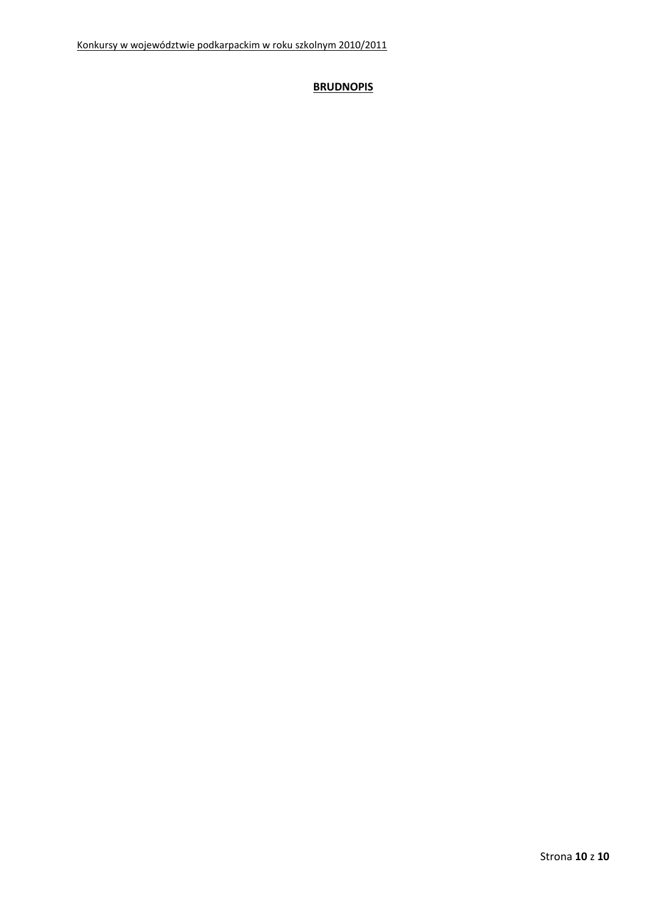**BRUDNOPIS**